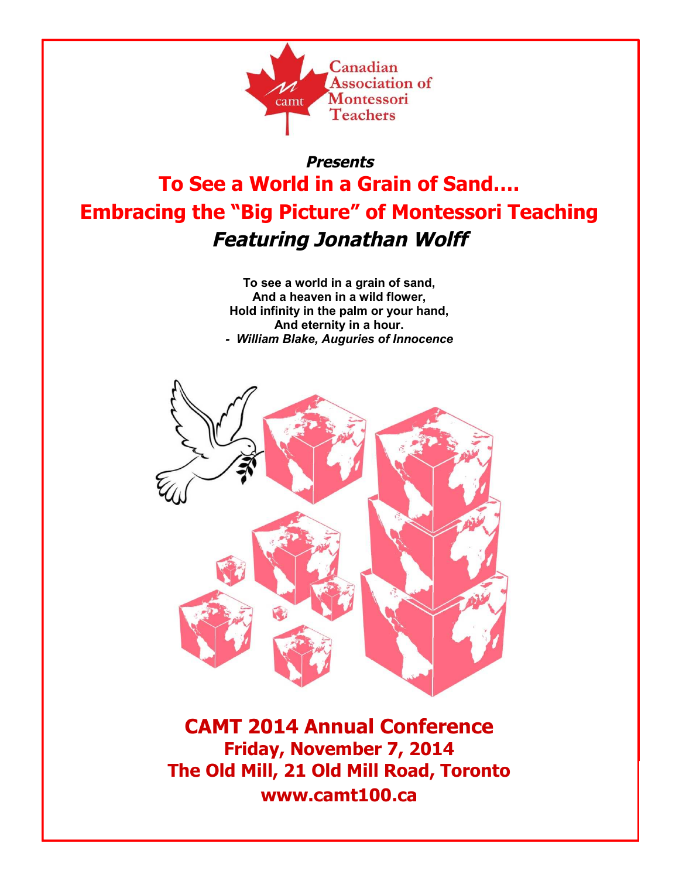Canadian Association of Montessori Teachers

***Presents***

# To See a World in a Grain of Sand….
# Embracing the "Big Picture" of Montessori Teaching
## *Featuring Jonathan Wolff*

**To see a world in a grain of sand,**
**And a heaven in a wild flower,**
**Hold infinity in the palm or your hand,**
**And eternity in a hour.**
***- William Blake, Auguries of Innocence***

## CAMT 2014 Annual Conference
### Friday, November 7, 2014
### The Old Mill, 21 Old Mill Road, Toronto
### www.camt100.ca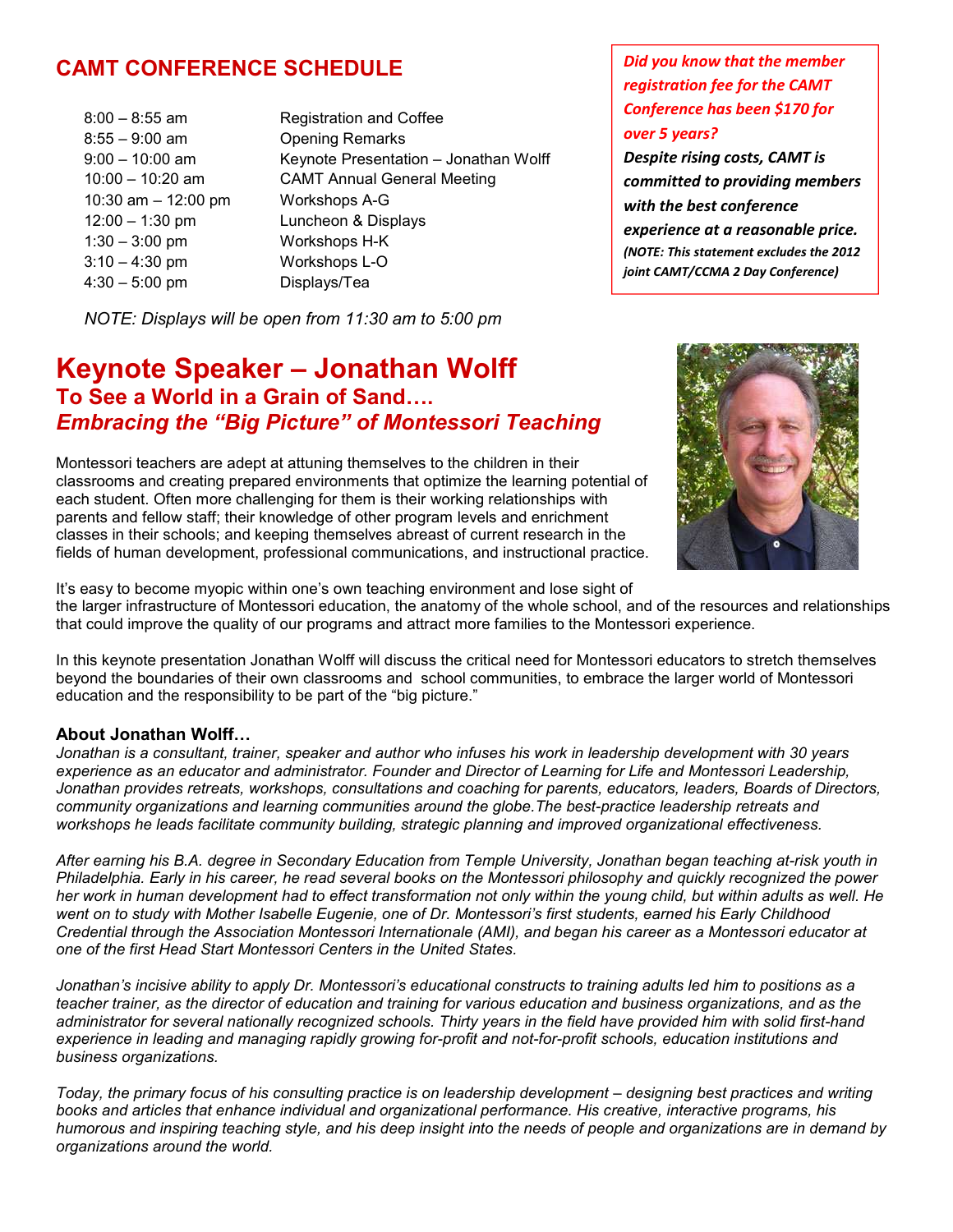## CAMT CONFERENCE SCHEDULE

| Time | Event |
| --- | --- |
| 8:00 – 8:55 am | Registration and Coffee |
| 8:55 – 9:00 am | Opening Remarks |
| 9:00 – 10:00 am | Keynote Presentation – Jonathan Wolff |
| 10:00 – 10:20 am | CAMT Annual General Meeting |
| 10:30 am – 12:00 pm | Workshops A-G |
| 12:00 – 1:30 pm | Luncheon & Displays |
| 1:30 – 3:00 pm | Workshops H-K |
| 3:10 – 4:30 pm | Workshops L-O |
| 4:30 – 5:00 pm | Displays/Tea |

*NOTE: Displays will be open from 11:30 am to 5:00 pm*

***Did you know that the member registration fee for the CAMT Conference has been $170 for over 5 years?***

***Despite rising costs, CAMT is committed to providing members with the best conference experience at a reasonable price.***

***(NOTE: This statement excludes the 2012 joint CAMT/CCMA 2 Day Conference)***

# Keynote Speaker – Jonathan Wolff

### To See a World in a Grain of Sand….

### *Embracing the "Big Picture" of Montessori Teaching*

Montessori teachers are adept at attuning themselves to the children in their classrooms and creating prepared environments that optimize the learning potential of each student. Often more challenging for them is their working relationships with parents and fellow staff; their knowledge of other program levels and enrichment classes in their schools; and keeping themselves abreast of current research in the fields of human development, professional communications, and instructional practice.

It's easy to become myopic within one's own teaching environment and lose sight of the larger infrastructure of Montessori education, the anatomy of the whole school, and of the resources and relationships that could improve the quality of our programs and attract more families to the Montessori experience.

In this keynote presentation Jonathan Wolff will discuss the critical need for Montessori educators to stretch themselves beyond the boundaries of their own classrooms and school communities, to embrace the larger world of Montessori education and the responsibility to be part of the "big picture."

**About Jonathan Wolff…**

*Jonathan is a consultant, trainer, speaker and author who infuses his work in leadership development with 30 years experience as an educator and administrator. Founder and Director of Learning for Life and Montessori Leadership, Jonathan provides retreats, workshops, consultations and coaching for parents, educators, leaders, Boards of Directors, community organizations and learning communities around the globe.The best-practice leadership retreats and workshops he leads facilitate community building, strategic planning and improved organizational effectiveness.*

*After earning his B.A. degree in Secondary Education from Temple University, Jonathan began teaching at-risk youth in Philadelphia. Early in his career, he read several books on the Montessori philosophy and quickly recognized the power her work in human development had to effect transformation not only within the young child, but within adults as well. He went on to study with Mother Isabelle Eugenie, one of Dr. Montessori's first students, earned his Early Childhood Credential through the Association Montessori Internationale (AMI), and began his career as a Montessori educator at one of the first Head Start Montessori Centers in the United States.*

*Jonathan's incisive ability to apply Dr. Montessori's educational constructs to training adults led him to positions as a teacher trainer, as the director of education and training for various education and business organizations, and as the administrator for several nationally recognized schools. Thirty years in the field have provided him with solid first-hand experience in leading and managing rapidly growing for-profit and not-for-profit schools, education institutions and business organizations.*

*Today, the primary focus of his consulting practice is on leadership development – designing best practices and writing books and articles that enhance individual and organizational performance. His creative, interactive programs, his humorous and inspiring teaching style, and his deep insight into the needs of people and organizations are in demand by organizations around the world.*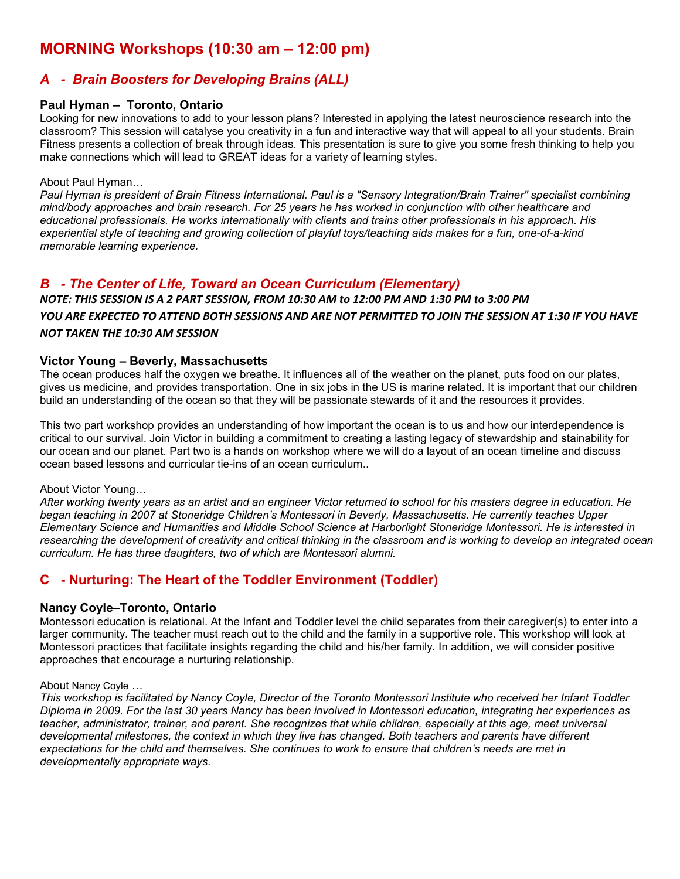# MORNING Workshops (10:30 am – 12:00 pm)

## *A - Brain Boosters for Developing Brains (ALL)*

### Paul Hyman – Toronto, Ontario

Looking for new innovations to add to your lesson plans? Interested in applying the latest neuroscience research into the classroom? This session will catalyse you creativity in a fun and interactive way that will appeal to all your students. Brain Fitness presents a collection of break through ideas. This presentation is sure to give you some fresh thinking to help you make connections which will lead to GREAT ideas for a variety of learning styles.

About Paul Hyman…

*Paul Hyman is president of Brain Fitness International. Paul is a "Sensory Integration/Brain Trainer" specialist combining mind/body approaches and brain research. For 25 years he has worked in conjunction with other healthcare and educational professionals. He works internationally with clients and trains other professionals in his approach. His experiential style of teaching and growing collection of playful toys/teaching aids makes for a fun, one-of-a-kind memorable learning experience.*

## *B - The Center of Life, Toward an Ocean Curriculum (Elementary)*

***NOTE: THIS SESSION IS A 2 PART SESSION, FROM 10:30 AM to 12:00 PM AND 1:30 PM to 3:00 PM***

***YOU ARE EXPECTED TO ATTEND BOTH SESSIONS AND ARE NOT PERMITTED TO JOIN THE SESSION AT 1:30 IF YOU HAVE NOT TAKEN THE 10:30 AM SESSION***

### Victor Young – Beverly, Massachusetts

The ocean produces half the oxygen we breathe. It influences all of the weather on the planet, puts food on our plates, gives us medicine, and provides transportation. One in six jobs in the US is marine related. It is important that our children build an understanding of the ocean so that they will be passionate stewards of it and the resources it provides.

This two part workshop provides an understanding of how important the ocean is to us and how our interdependence is critical to our survival. Join Victor in building a commitment to creating a lasting legacy of stewardship and stainability for our ocean and our planet. Part two is a hands on workshop where we will do a layout of an ocean timeline and discuss ocean based lessons and curricular tie-ins of an ocean curriculum..

About Victor Young…

*After working twenty years as an artist and an engineer Victor returned to school for his masters degree in education. He began teaching in 2007 at Stoneridge Children's Montessori in Beverly, Massachusetts. He currently teaches Upper Elementary Science and Humanities and Middle School Science at Harborlight Stoneridge Montessori. He is interested in researching the development of creativity and critical thinking in the classroom and is working to develop an integrated ocean curriculum. He has three daughters, two of which are Montessori alumni.*

## C - Nurturing: The Heart of the Toddler Environment (Toddler)

### Nancy Coyle–Toronto, Ontario

Montessori education is relational. At the Infant and Toddler level the child separates from their caregiver(s) to enter into a larger community. The teacher must reach out to the child and the family in a supportive role. This workshop will look at Montessori practices that facilitate insights regarding the child and his/her family. In addition, we will consider positive approaches that encourage a nurturing relationship.

About Nancy Coyle …

*This workshop is facilitated by Nancy Coyle, Director of the Toronto Montessori Institute who received her Infant Toddler Diploma in 2009. For the last 30 years Nancy has been involved in Montessori education, integrating her experiences as teacher, administrator, trainer, and parent. She recognizes that while children, especially at this age, meet universal developmental milestones, the context in which they live has changed. Both teachers and parents have different expectations for the child and themselves. She continues to work to ensure that children's needs are met in developmentally appropriate ways.*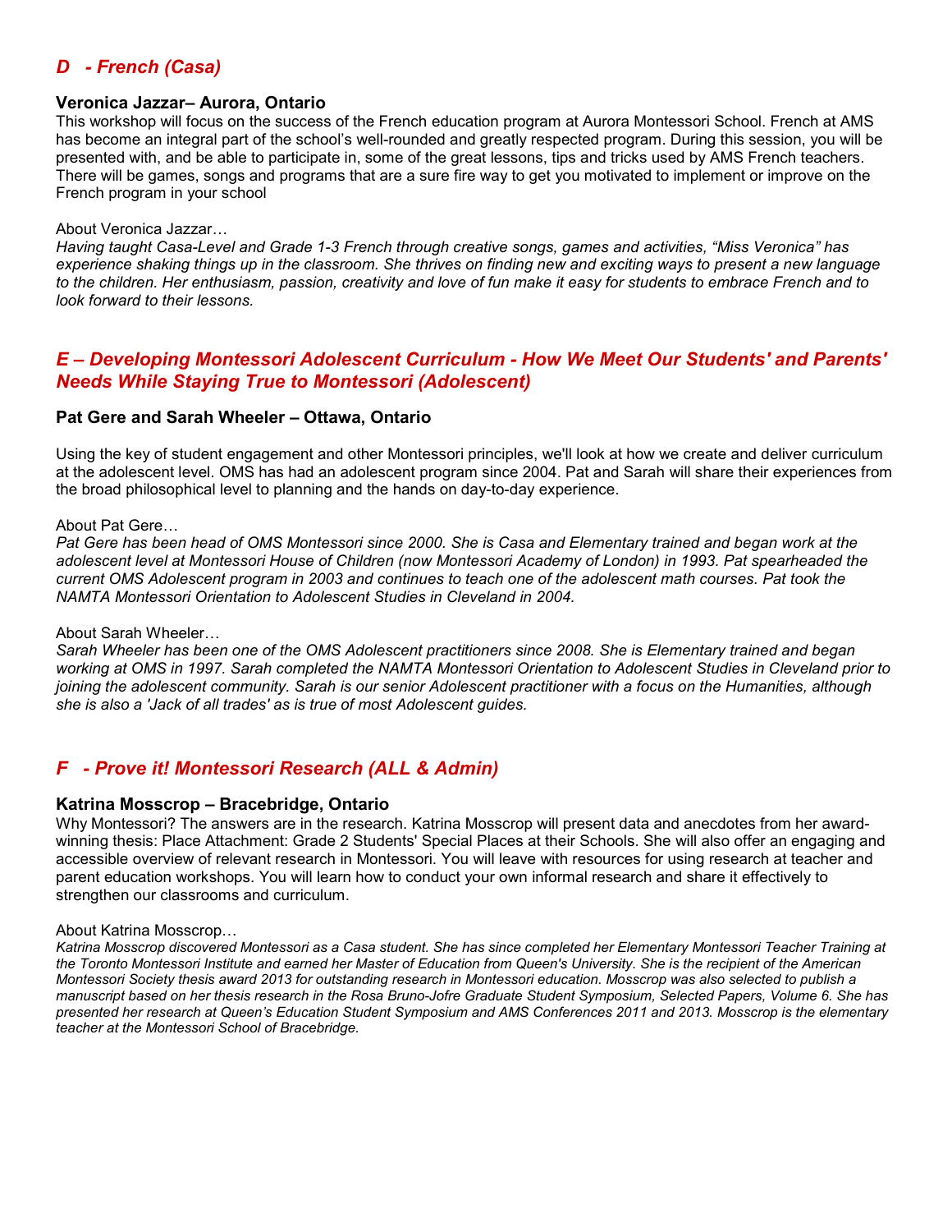## *D - French (Casa)*

**Veronica Jazzar– Aurora, Ontario**

This workshop will focus on the success of the French education program at Aurora Montessori School. French at AMS has become an integral part of the school's well-rounded and greatly respected program. During this session, you will be presented with, and be able to participate in, some of the great lessons, tips and tricks used by AMS French teachers. There will be games, songs and programs that are a sure fire way to get you motivated to implement or improve on the French program in your school

About Veronica Jazzar…

*Having taught Casa-Level and Grade 1-3 French through creative songs, games and activities, "Miss Veronica" has experience shaking things up in the classroom. She thrives on finding new and exciting ways to present a new language to the children. Her enthusiasm, passion, creativity and love of fun make it easy for students to embrace French and to look forward to their lessons.*

## *E – Developing Montessori Adolescent Curriculum - How We Meet Our Students' and Parents' Needs While Staying True to Montessori (Adolescent)*

**Pat Gere and Sarah Wheeler – Ottawa, Ontario**

Using the key of student engagement and other Montessori principles, we'll look at how we create and deliver curriculum at the adolescent level. OMS has had an adolescent program since 2004. Pat and Sarah will share their experiences from the broad philosophical level to planning and the hands on day-to-day experience.

About Pat Gere…

*Pat Gere has been head of OMS Montessori since 2000. She is Casa and Elementary trained and began work at the adolescent level at Montessori House of Children (now Montessori Academy of London) in 1993. Pat spearheaded the current OMS Adolescent program in 2003 and continues to teach one of the adolescent math courses. Pat took the NAMTA Montessori Orientation to Adolescent Studies in Cleveland in 2004.*

About Sarah Wheeler…

*Sarah Wheeler has been one of the OMS Adolescent practitioners since 2008. She is Elementary trained and began working at OMS in 1997. Sarah completed the NAMTA Montessori Orientation to Adolescent Studies in Cleveland prior to joining the adolescent community. Sarah is our senior Adolescent practitioner with a focus on the Humanities, although she is also a 'Jack of all trades' as is true of most Adolescent guides.*

## *F - Prove it! Montessori Research (ALL & Admin)*

**Katrina Mosscrop – Bracebridge, Ontario**

Why Montessori? The answers are in the research. Katrina Mosscrop will present data and anecdotes from her award-winning thesis: Place Attachment: Grade 2 Students' Special Places at their Schools. She will also offer an engaging and accessible overview of relevant research in Montessori. You will leave with resources for using research at teacher and parent education workshops. You will learn how to conduct your own informal research and share it effectively to strengthen our classrooms and curriculum.

About Katrina Mosscrop…

*Katrina Mosscrop discovered Montessori as a Casa student. She has since completed her Elementary Montessori Teacher Training at the Toronto Montessori Institute and earned her Master of Education from Queen's University. She is the recipient of the American Montessori Society thesis award 2013 for outstanding research in Montessori education. Mosscrop was also selected to publish a manuscript based on her thesis research in the Rosa Bruno-Jofre Graduate Student Symposium, Selected Papers, Volume 6. She has presented her research at Queen's Education Student Symposium and AMS Conferences 2011 and 2013. Mosscrop is the elementary teacher at the Montessori School of Bracebridge.*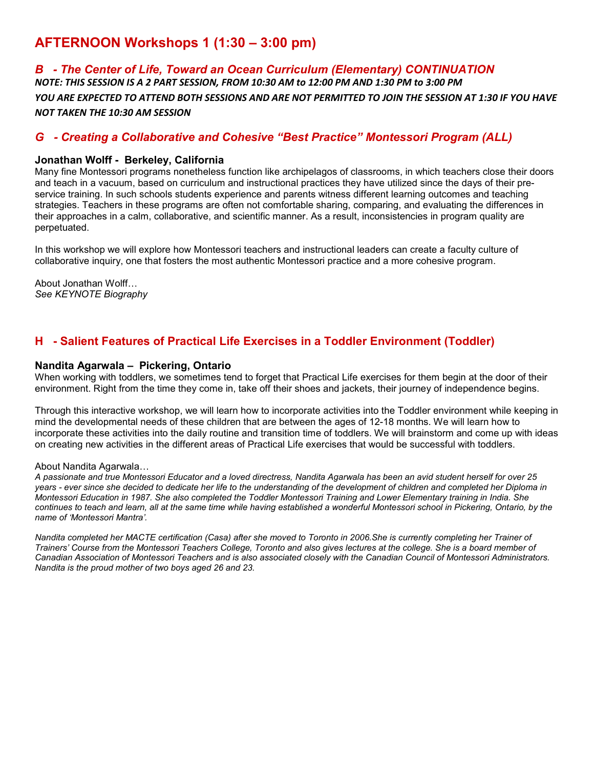# AFTERNOON Workshops 1 (1:30 – 3:00 pm)

## *B - The Center of Life, Toward an Ocean Curriculum (Elementary) CONTINUATION*

***NOTE: THIS SESSION IS A 2 PART SESSION, FROM 10:30 AM to 12:00 PM AND 1:30 PM to 3:00 PM***

***YOU ARE EXPECTED TO ATTEND BOTH SESSIONS AND ARE NOT PERMITTED TO JOIN THE SESSION AT 1:30 IF YOU HAVE NOT TAKEN THE 10:30 AM SESSION***

## *G - Creating a Collaborative and Cohesive "Best Practice" Montessori Program (ALL)*

**Jonathan Wolff - Berkeley, California**

Many fine Montessori programs nonetheless function like archipelagos of classrooms, in which teachers close their doors and teach in a vacuum, based on curriculum and instructional practices they have utilized since the days of their pre-service training. In such schools students experience and parents witness different learning outcomes and teaching strategies. Teachers in these programs are often not comfortable sharing, comparing, and evaluating the differences in their approaches in a calm, collaborative, and scientific manner. As a result, inconsistencies in program quality are perpetuated.

In this workshop we will explore how Montessori teachers and instructional leaders can create a faculty culture of collaborative inquiry, one that fosters the most authentic Montessori practice and a more cohesive program.

About Jonathan Wolff…
*See KEYNOTE Biography*

## H - Salient Features of Practical Life Exercises in a Toddler Environment (Toddler)

**Nandita Agarwala – Pickering, Ontario**

When working with toddlers, we sometimes tend to forget that Practical Life exercises for them begin at the door of their environment. Right from the time they come in, take off their shoes and jackets, their journey of independence begins.

Through this interactive workshop, we will learn how to incorporate activities into the Toddler environment while keeping in mind the developmental needs of these children that are between the ages of 12-18 months. We will learn how to incorporate these activities into the daily routine and transition time of toddlers. We will brainstorm and come up with ideas on creating new activities in the different areas of Practical Life exercises that would be successful with toddlers.

About Nandita Agarwala…

*A passionate and true Montessori Educator and a loved directress, Nandita Agarwala has been an avid student herself for over 25 years - ever since she decided to dedicate her life to the understanding of the development of children and completed her Diploma in Montessori Education in 1987. She also completed the Toddler Montessori Training and Lower Elementary training in India. She continues to teach and learn, all at the same time while having established a wonderful Montessori school in Pickering, Ontario, by the name of 'Montessori Mantra'.*

*Nandita completed her MACTE certification (Casa) after she moved to Toronto in 2006.She is currently completing her Trainer of Trainers' Course from the Montessori Teachers College, Toronto and also gives lectures at the college. She is a board member of Canadian Association of Montessori Teachers and is also associated closely with the Canadian Council of Montessori Administrators. Nandita is the proud mother of two boys aged 26 and 23.*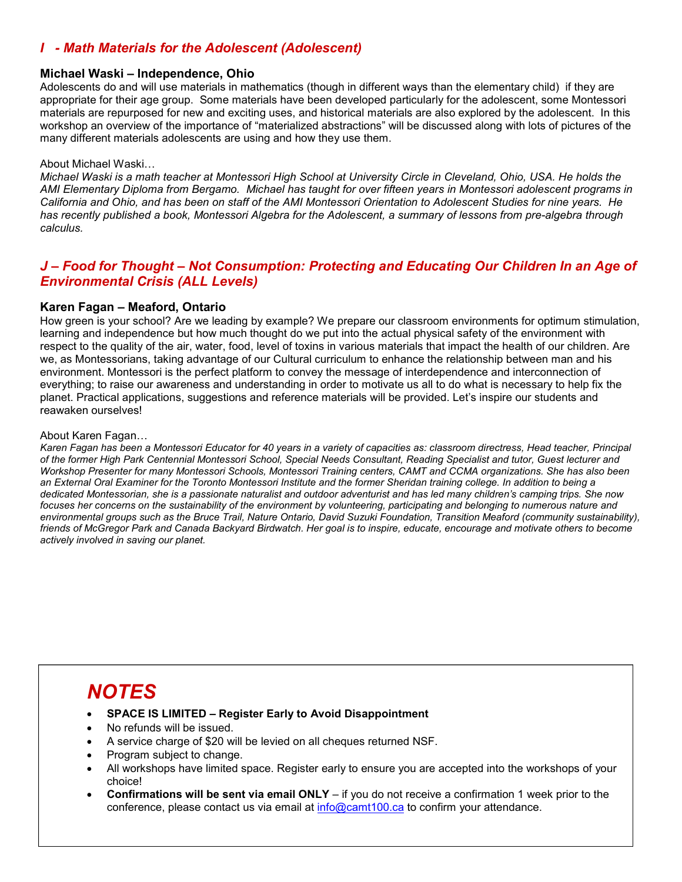## *I - Math Materials for the Adolescent (Adolescent)*

### Michael Waski – Independence, Ohio

Adolescents do and will use materials in mathematics (though in different ways than the elementary child) if they are appropriate for their age group. Some materials have been developed particularly for the adolescent, some Montessori materials are repurposed for new and exciting uses, and historical materials are also explored by the adolescent. In this workshop an overview of the importance of "materialized abstractions" will be discussed along with lots of pictures of the many different materials adolescents are using and how they use them.

About Michael Waski…

*Michael Waski is a math teacher at Montessori High School at University Circle in Cleveland, Ohio, USA. He holds the AMI Elementary Diploma from Bergamo. Michael has taught for over fifteen years in Montessori adolescent programs in California and Ohio, and has been on staff of the AMI Montessori Orientation to Adolescent Studies for nine years. He has recently published a book, Montessori Algebra for the Adolescent, a summary of lessons from pre-algebra through calculus.*

## *J – Food for Thought – Not Consumption: Protecting and Educating Our Children In an Age of Environmental Crisis (ALL Levels)*

### Karen Fagan – Meaford, Ontario

How green is your school? Are we leading by example? We prepare our classroom environments for optimum stimulation, learning and independence but how much thought do we put into the actual physical safety of the environment with respect to the quality of the air, water, food, level of toxins in various materials that impact the health of our children. Are we, as Montessorians, taking advantage of our Cultural curriculum to enhance the relationship between man and his environment. Montessori is the perfect platform to convey the message of interdependence and interconnection of everything; to raise our awareness and understanding in order to motivate us all to do what is necessary to help fix the planet. Practical applications, suggestions and reference materials will be provided. Let's inspire our students and reawaken ourselves!

About Karen Fagan…

*Karen Fagan has been a Montessori Educator for 40 years in a variety of capacities as: classroom directress, Head teacher, Principal of the former High Park Centennial Montessori School, Special Needs Consultant, Reading Specialist and tutor, Guest lecturer and Workshop Presenter for many Montessori Schools, Montessori Training centers, CAMT and CCMA organizations. She has also been an External Oral Examiner for the Toronto Montessori Institute and the former Sheridan training college. In addition to being a dedicated Montessorian, she is a passionate naturalist and outdoor adventurist and has led many children's camping trips. She now focuses her concerns on the sustainability of the environment by volunteering, participating and belonging to numerous nature and environmental groups such as the Bruce Trail, Nature Ontario, David Suzuki Foundation, Transition Meaford (community sustainability), friends of McGregor Park and Canada Backyard Birdwatch. Her goal is to inspire, educate, encourage and motivate others to become actively involved in saving our planet.*

# *NOTES*

- **SPACE IS LIMITED – Register Early to Avoid Disappointment**
- No refunds will be issued.
- A service charge of $20 will be levied on all cheques returned NSF.
- Program subject to change.
- All workshops have limited space. Register early to ensure you are accepted into the workshops of your choice!
- **Confirmations will be sent via email ONLY** – if you do not receive a confirmation 1 week prior to the conference, please contact us via email at info@camt100.ca to confirm your attendance.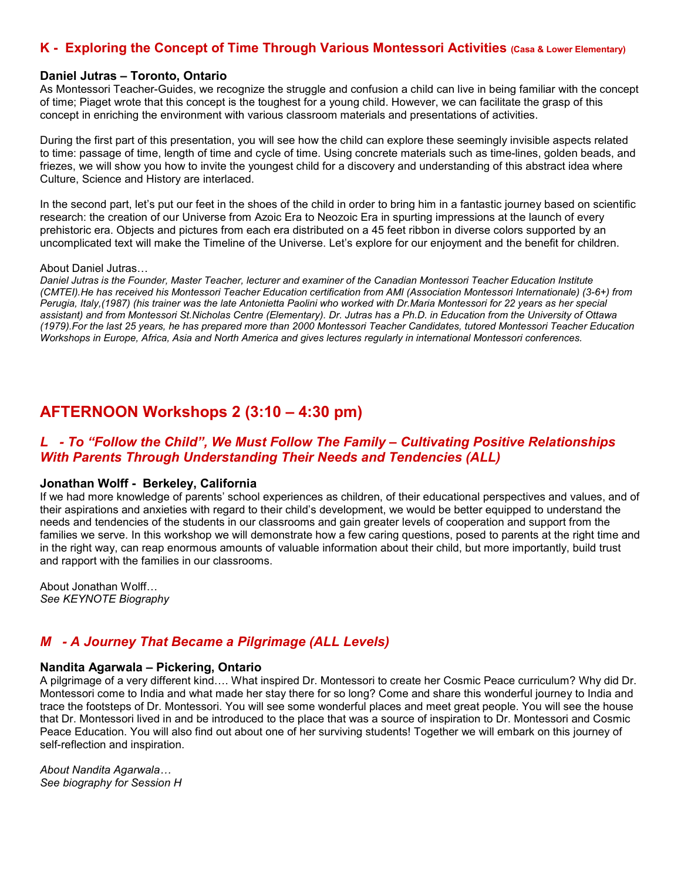## K - Exploring the Concept of Time Through Various Montessori Activities (Casa & Lower Elementary)

**Daniel Jutras – Toronto, Ontario**

As Montessori Teacher-Guides, we recognize the struggle and confusion a child can live in being familiar with the concept of time; Piaget wrote that this concept is the toughest for a young child. However, we can facilitate the grasp of this concept in enriching the environment with various classroom materials and presentations of activities.

During the first part of this presentation, you will see how the child can explore these seemingly invisible aspects related to time: passage of time, length of time and cycle of time. Using concrete materials such as time-lines, golden beads, and friezes, we will show you how to invite the youngest child for a discovery and understanding of this abstract idea where Culture, Science and History are interlaced.

In the second part, let's put our feet in the shoes of the child in order to bring him in a fantastic journey based on scientific research: the creation of our Universe from Azoic Era to Neozoic Era in spurting impressions at the launch of every prehistoric era. Objects and pictures from each era distributed on a 45 feet ribbon in diverse colors supported by an uncomplicated text will make the Timeline of the Universe. Let's explore for our enjoyment and the benefit for children.

About Daniel Jutras…

*Daniel Jutras is the Founder, Master Teacher, lecturer and examiner of the Canadian Montessori Teacher Education Institute (CMTEI).He has received his Montessori Teacher Education certification from AMI (Association Montessori Internationale) (3-6+) from Perugia, Italy,(1987) (his trainer was the late Antonietta Paolini who worked with Dr.Maria Montessori for 22 years as her special assistant) and from Montessori St.Nicholas Centre (Elementary). Dr. Jutras has a Ph.D. in Education from the University of Ottawa (1979).For the last 25 years, he has prepared more than 2000 Montessori Teacher Candidates, tutored Montessori Teacher Education Workshops in Europe, Africa, Asia and North America and gives lectures regularly in international Montessori conferences.*

# AFTERNOON Workshops 2 (3:10 – 4:30 pm)

## *L - To "Follow the Child", We Must Follow The Family – Cultivating Positive Relationships With Parents Through Understanding Their Needs and Tendencies (ALL)*

**Jonathan Wolff - Berkeley, California**

If we had more knowledge of parents' school experiences as children, of their educational perspectives and values, and of their aspirations and anxieties with regard to their child's development, we would be better equipped to understand the needs and tendencies of the students in our classrooms and gain greater levels of cooperation and support from the families we serve. In this workshop we will demonstrate how a few caring questions, posed to parents at the right time and in the right way, can reap enormous amounts of valuable information about their child, but more importantly, build trust and rapport with the families in our classrooms.

About Jonathan Wolff…

*See KEYNOTE Biography*

## *M - A Journey That Became a Pilgrimage (ALL Levels)*

**Nandita Agarwala – Pickering, Ontario**

A pilgrimage of a very different kind…. What inspired Dr. Montessori to create her Cosmic Peace curriculum? Why did Dr. Montessori come to India and what made her stay there for so long? Come and share this wonderful journey to India and trace the footsteps of Dr. Montessori. You will see some wonderful places and meet great people. You will see the house that Dr. Montessori lived in and be introduced to the place that was a source of inspiration to Dr. Montessori and Cosmic Peace Education. You will also find out about one of her surviving students! Together we will embark on this journey of self-reflection and inspiration.

*About Nandita Agarwala…*

*See biography for Session H*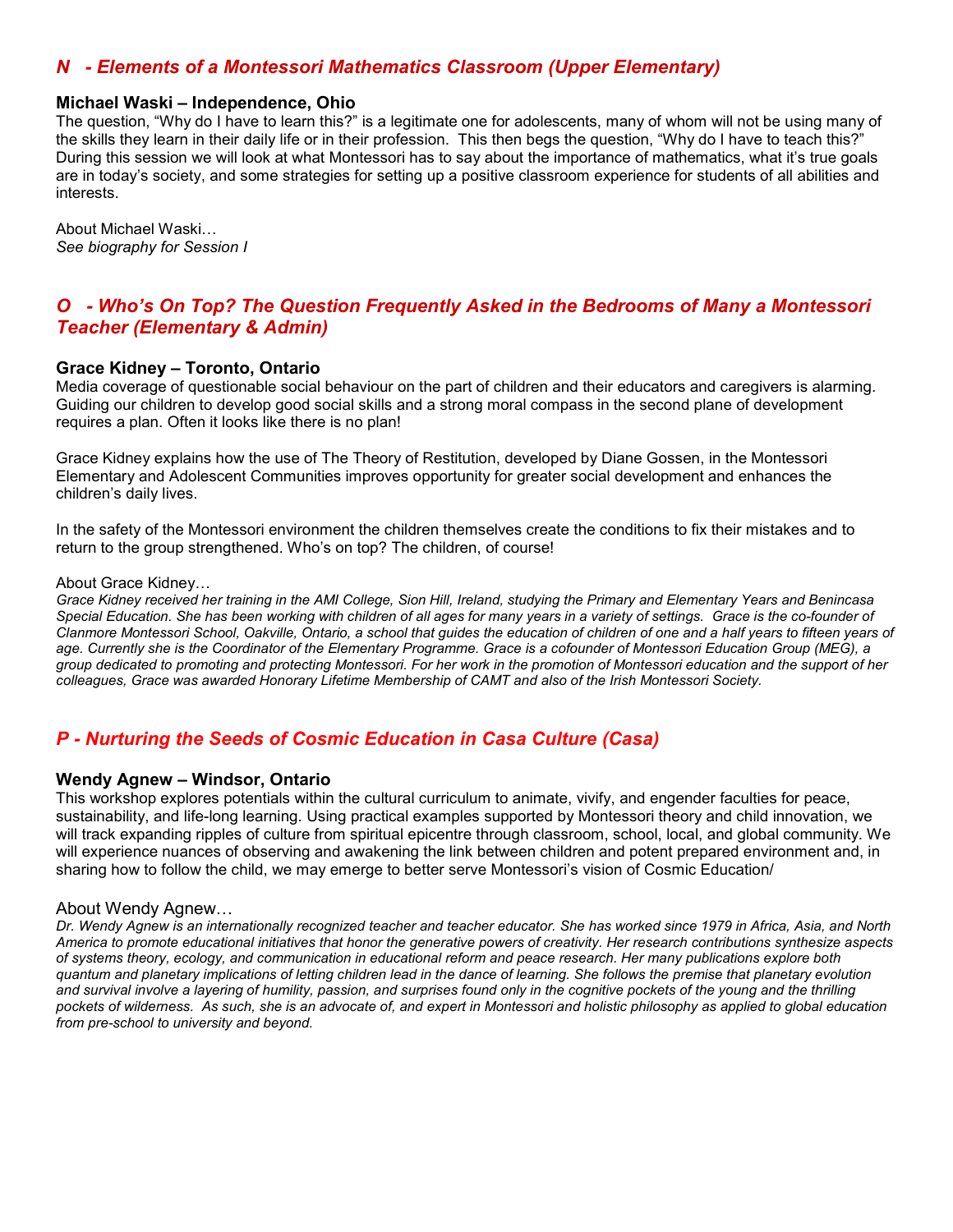## *N - Elements of a Montessori Mathematics Classroom (Upper Elementary)*

**Michael Waski – Independence, Ohio**

The question, “Why do I have to learn this?” is a legitimate one for adolescents, many of whom will not be using many of the skills they learn in their daily life or in their profession. This then begs the question, “Why do I have to teach this?” During this session we will look at what Montessori has to say about the importance of mathematics, what it’s true goals are in today’s society, and some strategies for setting up a positive classroom experience for students of all abilities and interests.

About Michael Waski…
*See biography for Session I*

## *O - Who’s On Top? The Question Frequently Asked in the Bedrooms of Many a Montessori Teacher (Elementary & Admin)*

**Grace Kidney – Toronto, Ontario**

Media coverage of questionable social behaviour on the part of children and their educators and caregivers is alarming. Guiding our children to develop good social skills and a strong moral compass in the second plane of development requires a plan. Often it looks like there is no plan!

Grace Kidney explains how the use of The Theory of Restitution, developed by Diane Gossen, in the Montessori Elementary and Adolescent Communities improves opportunity for greater social development and enhances the children’s daily lives.

In the safety of the Montessori environment the children themselves create the conditions to fix their mistakes and to return to the group strengthened. Who’s on top? The children, of course!

About Grace Kidney…
*Grace Kidney received her training in the AMI College, Sion Hill, Ireland, studying the Primary and Elementary Years and Benincasa Special Education. She has been working with children of all ages for many years in a variety of settings. Grace is the co-founder of Clanmore Montessori School, Oakville, Ontario, a school that guides the education of children of one and a half years to fifteen years of age. Currently she is the Coordinator of the Elementary Programme. Grace is a cofounder of Montessori Education Group (MEG), a group dedicated to promoting and protecting Montessori. For her work in the promotion of Montessori education and the support of her colleagues, Grace was awarded Honorary Lifetime Membership of CAMT and also of the Irish Montessori Society.*

## *P - Nurturing the Seeds of Cosmic Education in Casa Culture (Casa)*

**Wendy Agnew – Windsor, Ontario**

This workshop explores potentials within the cultural curriculum to animate, vivify, and engender faculties for peace, sustainability, and life-long learning. Using practical examples supported by Montessori theory and child innovation, we will track expanding ripples of culture from spiritual epicentre through classroom, school, local, and global community. We will experience nuances of observing and awakening the link between children and potent prepared environment and, in sharing how to follow the child, we may emerge to better serve Montessori’s vision of Cosmic Education/

About Wendy Agnew…
*Dr. Wendy Agnew is an internationally recognized teacher and teacher educator. She has worked since 1979 in Africa, Asia, and North America to promote educational initiatives that honor the generative powers of creativity. Her research contributions synthesize aspects of systems theory, ecology, and communication in educational reform and peace research. Her many publications explore both quantum and planetary implications of letting children lead in the dance of learning. She follows the premise that planetary evolution and survival involve a layering of humility, passion, and surprises found only in the cognitive pockets of the young and the thrilling pockets of wilderness. As such, she is an advocate of, and expert in Montessori and holistic philosophy as applied to global education from pre-school to university and beyond.*